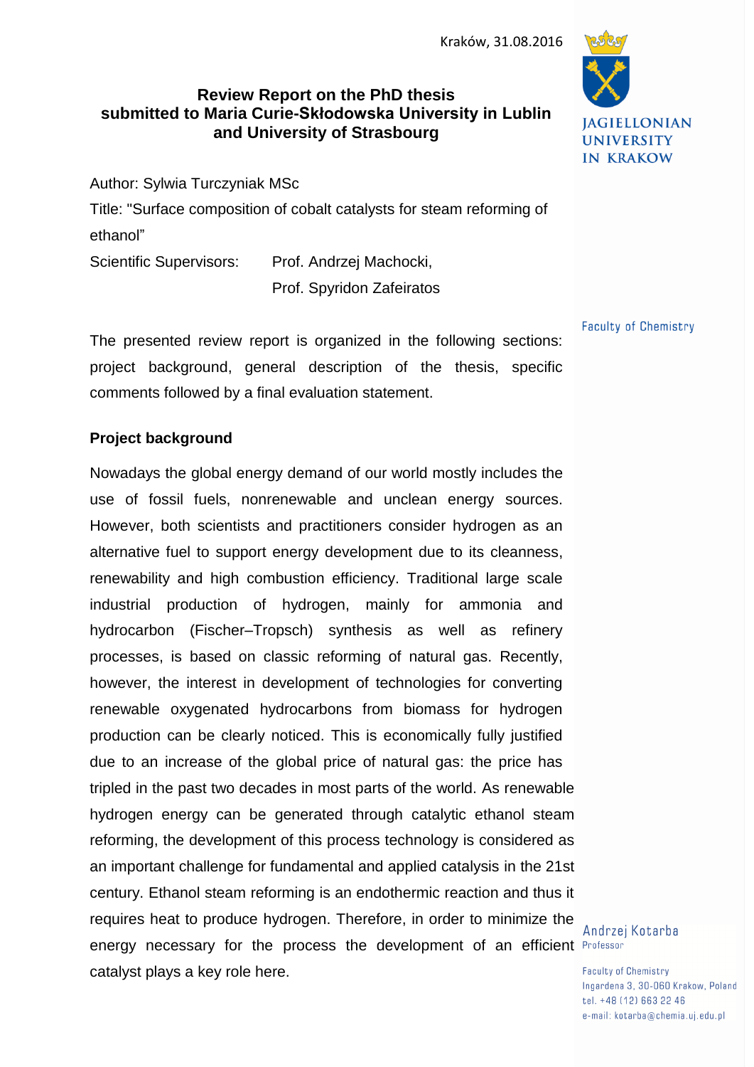Kraków, 31.08.2016

JAGIELLONIAN UNIVERSITY IN KRAKOW

Faculty of Chemistry

## Review Report on the PhD thesis submitted to Maria Curie-Skłodowska University in Lublin and University of Strasbourg

Author: Sylwia Turczyniak MSc

Title: "Surface composition of cobalt catalysts for steam reforming of ethanol”

Scientific Supervisors: Prof. Andrzej Machocki,
Prof. Spyridon Zafeiratos

The presented review report is organized in the following sections: project background, general description of the thesis, specific comments followed by a final evaluation statement.

### Project background

Nowadays the global energy demand of our world mostly includes the use of fossil fuels, nonrenewable and unclean energy sources. However, both scientists and practitioners consider hydrogen as an alternative fuel to support energy development due to its cleanness, renewability and high combustion efficiency. Traditional large scale industrial production of hydrogen, mainly for ammonia and hydrocarbon (Fischer–Tropsch) synthesis as well as refinery processes, is based on classic reforming of natural gas. Recently, however, the interest in development of technologies for converting renewable oxygenated hydrocarbons from biomass for hydrogen production can be clearly noticed. This is economically fully justified due to an increase of the global price of natural gas: the price has tripled in the past two decades in most parts of the world. As renewable hydrogen energy can be generated through catalytic ethanol steam reforming, the development of this process technology is considered as an important challenge for fundamental and applied catalysis in the 21st century. Ethanol steam reforming is an endothermic reaction and thus it requires heat to produce hydrogen. Therefore, in order to minimize the energy necessary for the process the development of an efficient catalyst plays a key role here.

Andrzej Kotarba
Professor

Faculty of Chemistry
Ingardena 3, 30-060 Krakow, Poland
tel. +48 (12) 663 22 46
e-mail: kotarba@chemia.uj.edu.pl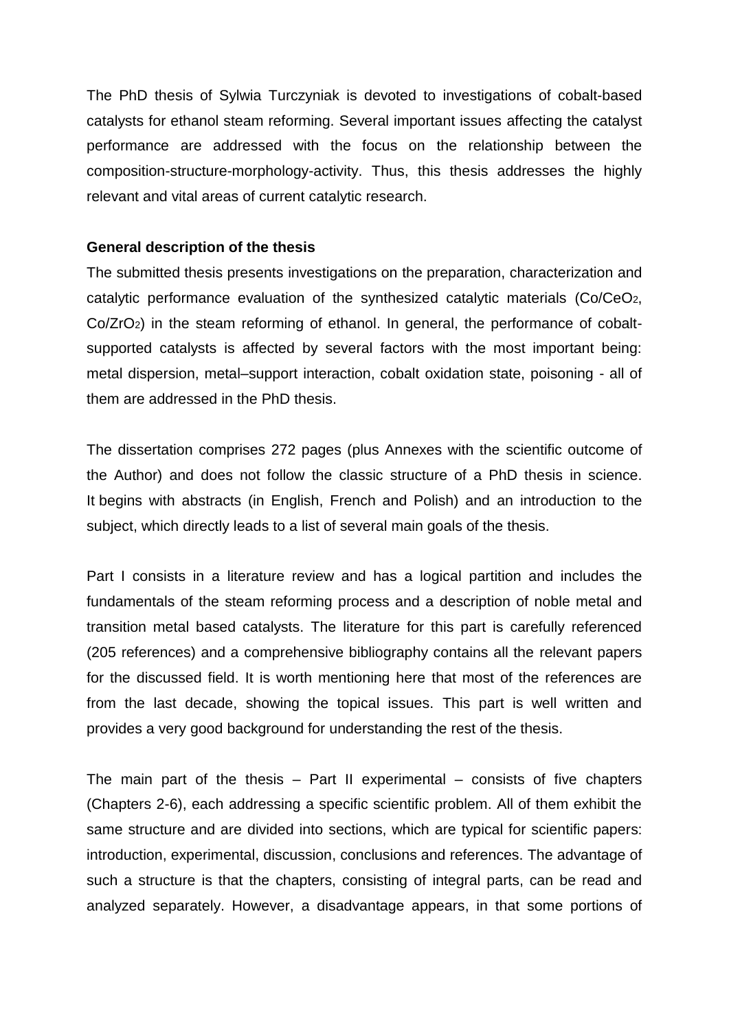The PhD thesis of Sylwia Turczyniak is devoted to investigations of cobalt-based catalysts for ethanol steam reforming. Several important issues affecting the catalyst performance are addressed with the focus on the relationship between the composition-structure-morphology-activity. Thus, this thesis addresses the highly relevant and vital areas of current catalytic research.

**General description of the thesis**

The submitted thesis presents investigations on the preparation, characterization and catalytic performance evaluation of the synthesized catalytic materials ($Co/CeO_2$, $Co/ZrO_2$) in the steam reforming of ethanol. In general, the performance of cobalt-supported catalysts is affected by several factors with the most important being: metal dispersion, metal–support interaction, cobalt oxidation state, poisoning - all of them are addressed in the PhD thesis.

The dissertation comprises 272 pages (plus Annexes with the scientific outcome of the Author) and does not follow the classic structure of a PhD thesis in science. It begins with abstracts (in English, French and Polish) and an introduction to the subject, which directly leads to a list of several main goals of the thesis.

Part I consists in a literature review and has a logical partition and includes the fundamentals of the steam reforming process and a description of noble metal and transition metal based catalysts. The literature for this part is carefully referenced (205 references) and a comprehensive bibliography contains all the relevant papers for the discussed field. It is worth mentioning here that most of the references are from the last decade, showing the topical issues. This part is well written and provides a very good background for understanding the rest of the thesis.

The main part of the thesis – Part II experimental – consists of five chapters (Chapters 2-6), each addressing a specific scientific problem. All of them exhibit the same structure and are divided into sections, which are typical for scientific papers: introduction, experimental, discussion, conclusions and references. The advantage of such a structure is that the chapters, consisting of integral parts, can be read and analyzed separately. However, a disadvantage appears, in that some portions of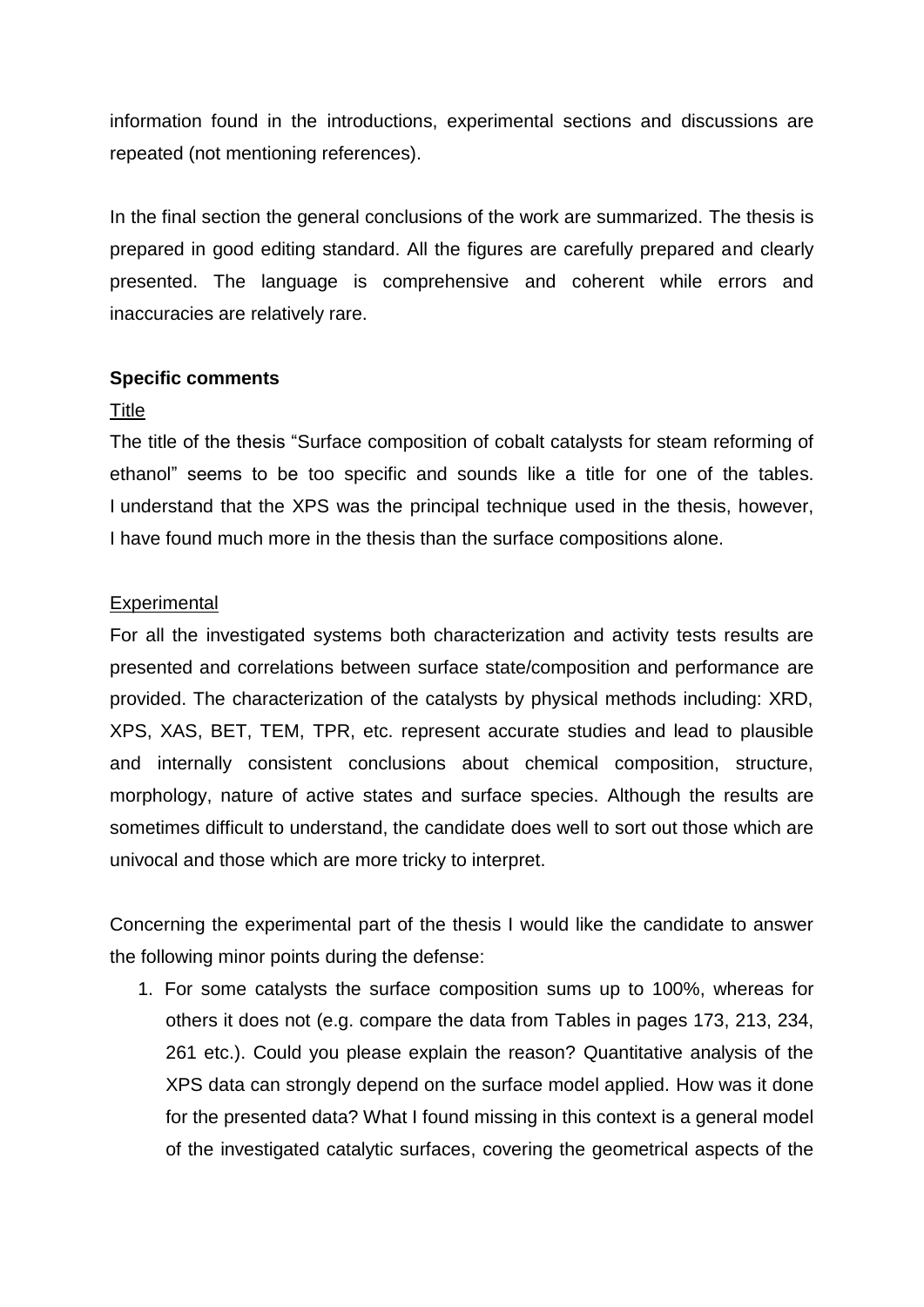information found in the introductions, experimental sections and discussions are repeated (not mentioning references).

In the final section the general conclusions of the work are summarized. The thesis is prepared in good editing standard. All the figures are carefully prepared and clearly presented. The language is comprehensive and coherent while errors and inaccuracies are relatively rare.

**Specific comments**

Title

The title of the thesis “Surface composition of cobalt catalysts for steam reforming of ethanol” seems to be too specific and sounds like a title for one of the tables. I understand that the XPS was the principal technique used in the thesis, however, I have found much more in the thesis than the surface compositions alone.

Experimental

For all the investigated systems both characterization and activity tests results are presented and correlations between surface state/composition and performance are provided. The characterization of the catalysts by physical methods including: XRD, XPS, XAS, BET, TEM, TPR, etc. represent accurate studies and lead to plausible and internally consistent conclusions about chemical composition, structure, morphology, nature of active states and surface species. Although the results are sometimes difficult to understand, the candidate does well to sort out those which are univocal and those which are more tricky to interpret.

Concerning the experimental part of the thesis I would like the candidate to answer the following minor points during the defense:

1. For some catalysts the surface composition sums up to 100%, whereas for others it does not (e.g. compare the data from Tables in pages 173, 213, 234, 261 etc.). Could you please explain the reason? Quantitative analysis of the XPS data can strongly depend on the surface model applied. How was it done for the presented data? What I found missing in this context is a general model of the investigated catalytic surfaces, covering the geometrical aspects of the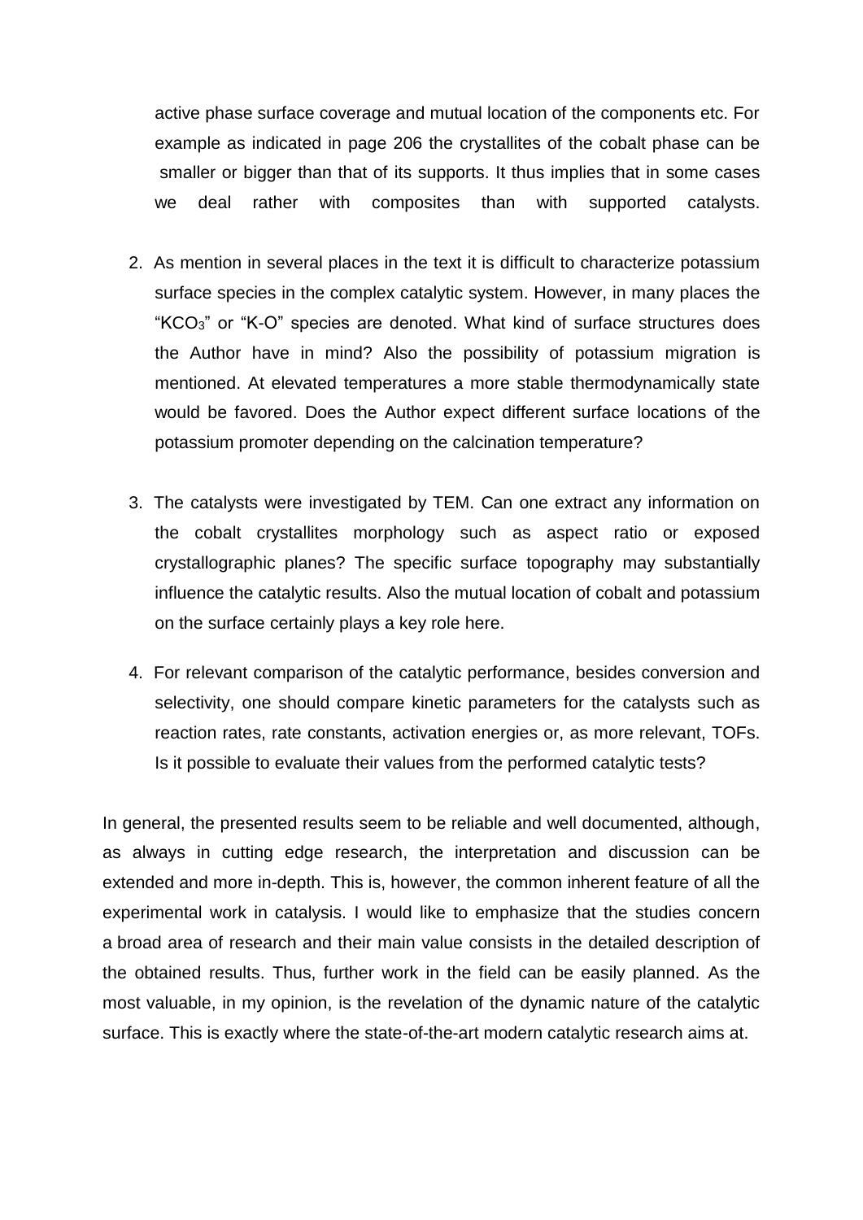active phase surface coverage and mutual location of the components etc. For example as indicated in page 206 the crystallites of the cobalt phase can be smaller or bigger than that of its supports. It thus implies that in some cases we deal rather with composites than with supported catalysts.

2. As mention in several places in the text it is difficult to characterize potassium surface species in the complex catalytic system. However, in many places the "$KCO_3$" or "K-O" species are denoted. What kind of surface structures does the Author have in mind? Also the possibility of potassium migration is mentioned. At elevated temperatures a more stable thermodynamically state would be favored. Does the Author expect different surface locations of the potassium promoter depending on the calcination temperature?

3. The catalysts were investigated by TEM. Can one extract any information on the cobalt crystallites morphology such as aspect ratio or exposed crystallographic planes? The specific surface topography may substantially influence the catalytic results. Also the mutual location of cobalt and potassium on the surface certainly plays a key role here.

4. For relevant comparison of the catalytic performance, besides conversion and selectivity, one should compare kinetic parameters for the catalysts such as reaction rates, rate constants, activation energies or, as more relevant, TOFs. Is it possible to evaluate their values from the performed catalytic tests?

In general, the presented results seem to be reliable and well documented, although, as always in cutting edge research, the interpretation and discussion can be extended and more in-depth. This is, however, the common inherent feature of all the experimental work in catalysis. I would like to emphasize that the studies concern a broad area of research and their main value consists in the detailed description of the obtained results. Thus, further work in the field can be easily planned. As the most valuable, in my opinion, is the revelation of the dynamic nature of the catalytic surface. This is exactly where the state-of-the-art modern catalytic research aims at.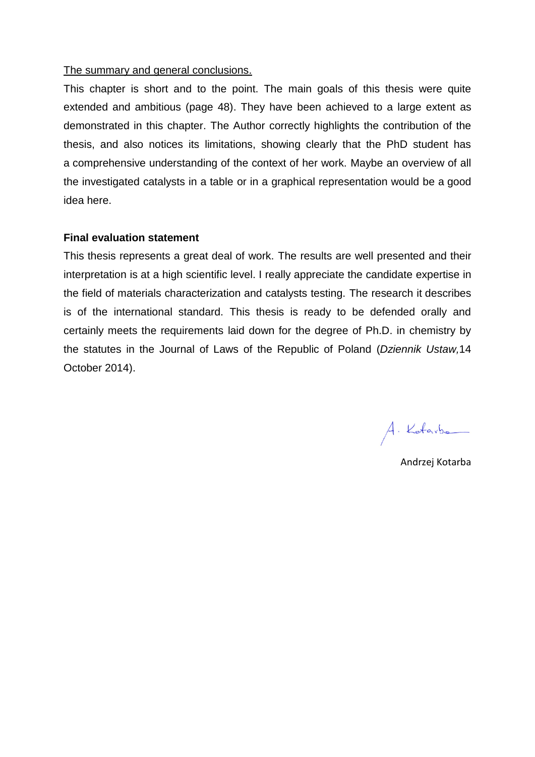The summary and general conclusions.

This chapter is short and to the point. The main goals of this thesis were quite extended and ambitious (page 48). They have been achieved to a large extent as demonstrated in this chapter. The Author correctly highlights the contribution of the thesis, and also notices its limitations, showing clearly that the PhD student has a comprehensive understanding of the context of her work. Maybe an overview of all the investigated catalysts in a table or in a graphical representation would be a good idea here.

**Final evaluation statement**

This thesis represents a great deal of work. The results are well presented and their interpretation is at a high scientific level. I really appreciate the candidate expertise in the field of materials characterization and catalysts testing. The research it describes is of the international standard. This thesis is ready to be defended orally and certainly meets the requirements laid down for the degree of Ph.D. in chemistry by the statutes in the Journal of Laws of the Republic of Poland (*Dziennik Ustaw,*14 October 2014).

A. Kotarba

Andrzej Kotarba